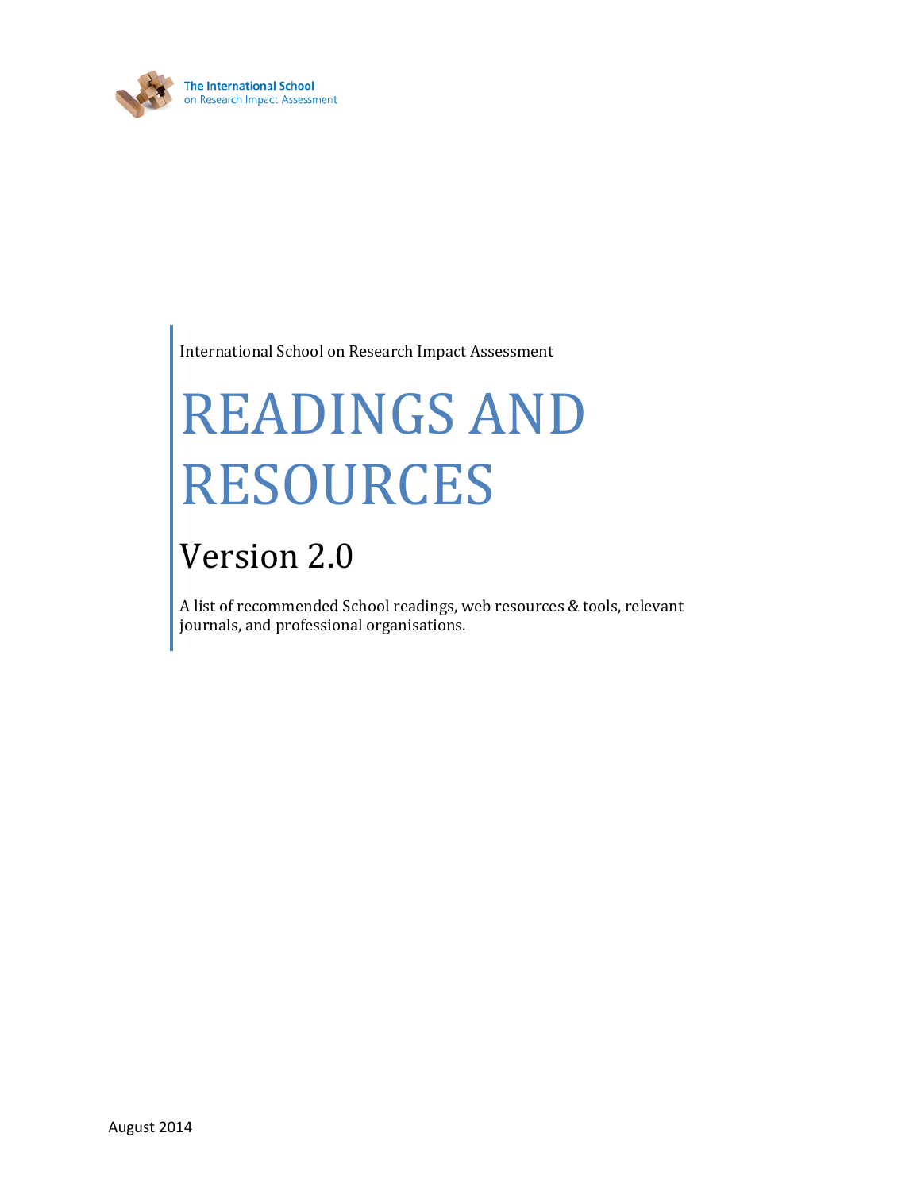The International School
on Research Impact Assessment

International School on Research Impact Assessment

# READINGS AND RESOURCES

## Version 2.0

A list of recommended School readings, web resources & tools, relevant journals, and professional organisations.

August 2014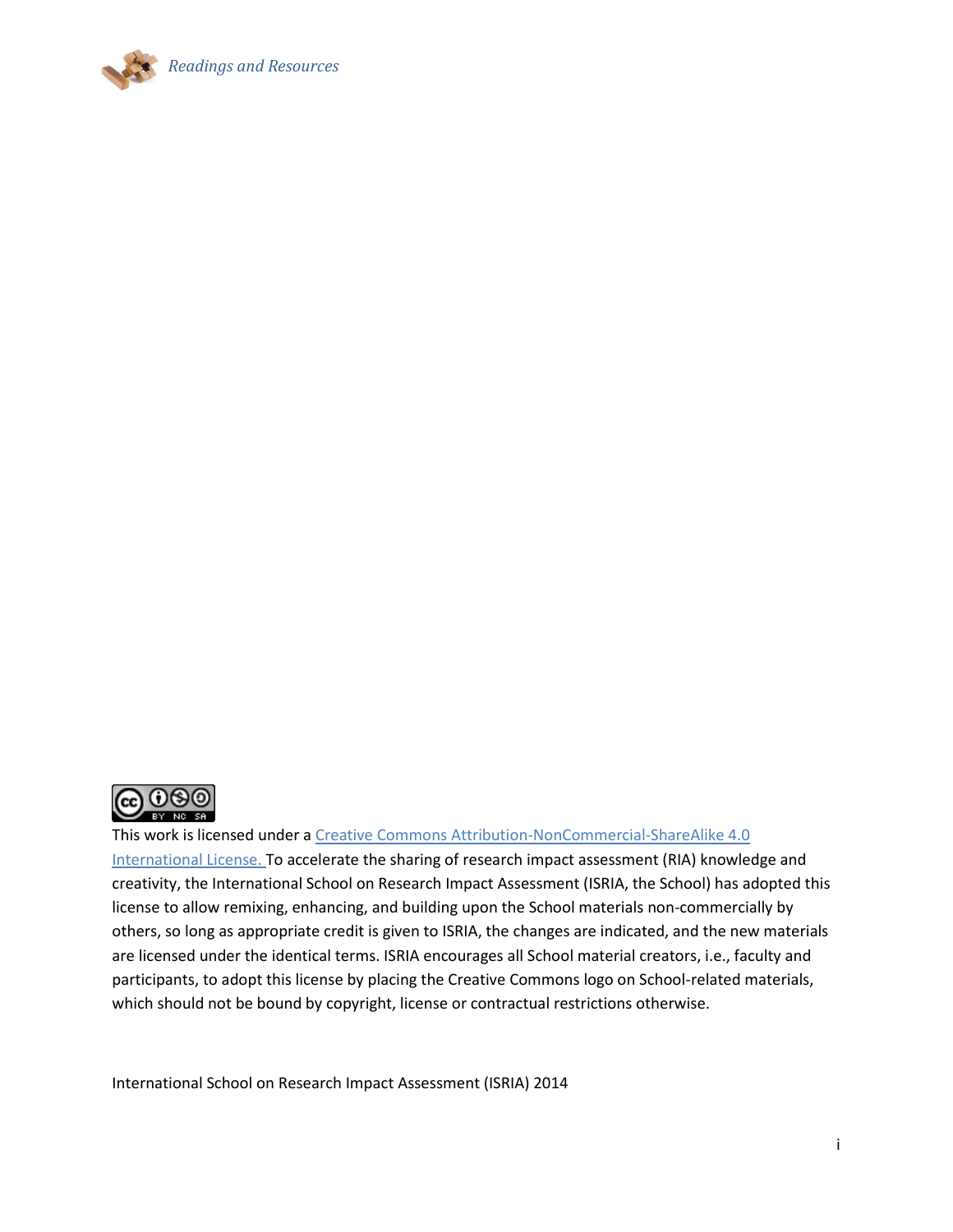This work is licensed under a [Creative Commons Attribution-NonCommercial-ShareAlike 4.0 International License.](http://creativecommons.org/licenses/by-nc-sa/4.0/) To accelerate the sharing of research impact assessment (RIA) knowledge and creativity, the International School on Research Impact Assessment (ISRIA, the School) has adopted this license to allow remixing, enhancing, and building upon the School materials non-commercially by others, so long as appropriate credit is given to ISRIA, the changes are indicated, and the new materials are licensed under the identical terms. ISRIA encourages all School material creators, i.e., faculty and participants, to adopt this license by placing the Creative Commons logo on School-related materials, which should not be bound by copyright, license or contractual restrictions otherwise.

International School on Research Impact Assessment (ISRIA) 2014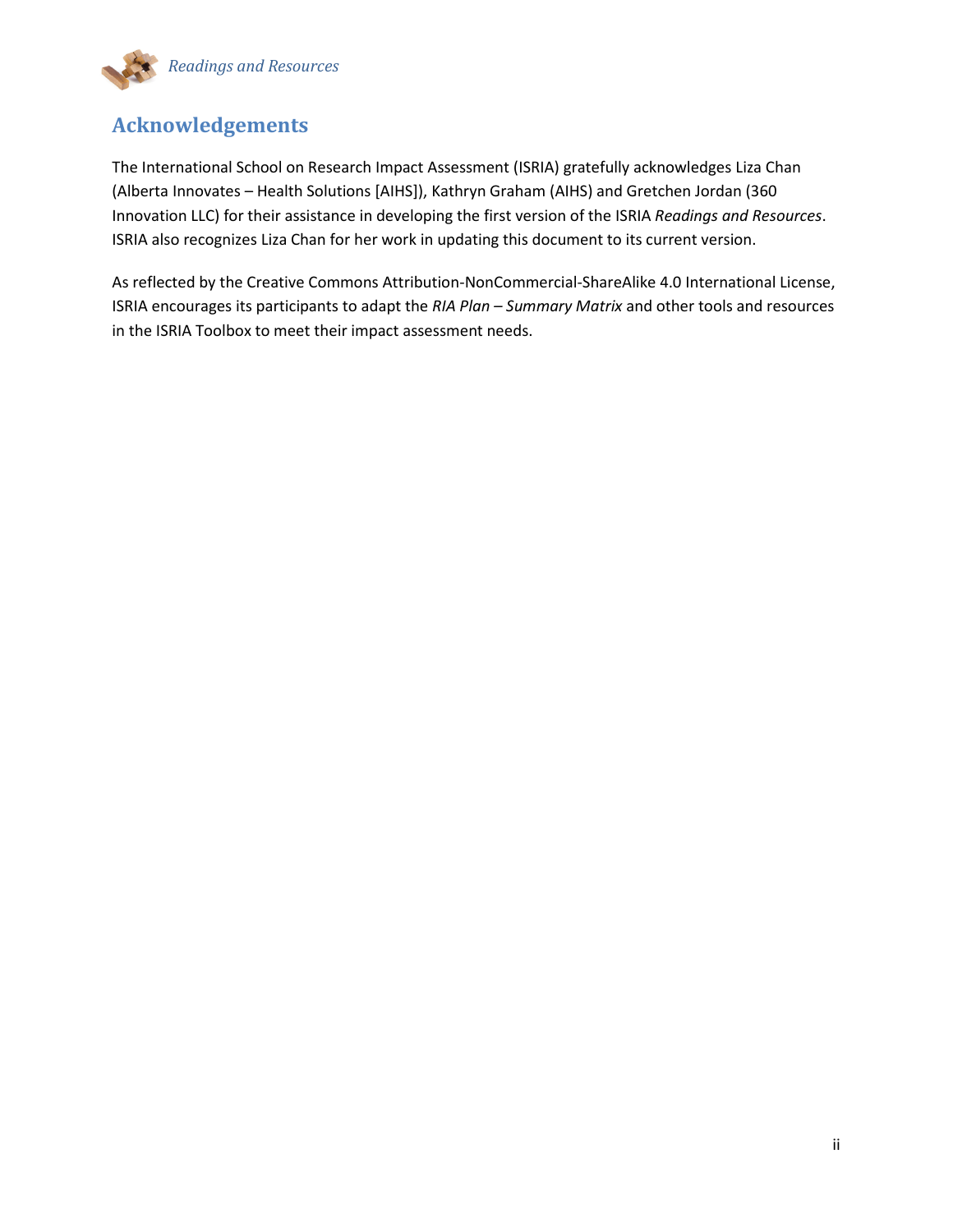## Acknowledgements

The International School on Research Impact Assessment (ISRIA) gratefully acknowledges Liza Chan (Alberta Innovates – Health Solutions [AIHS]), Kathryn Graham (AIHS) and Gretchen Jordan (360 Innovation LLC) for their assistance in developing the first version of the ISRIA *Readings and Resources*. ISRIA also recognizes Liza Chan for her work in updating this document to its current version.

As reflected by the Creative Commons Attribution-NonCommercial-ShareAlike 4.0 International License, ISRIA encourages its participants to adapt the *RIA Plan – Summary Matrix* and other tools and resources in the ISRIA Toolbox to meet their impact assessment needs.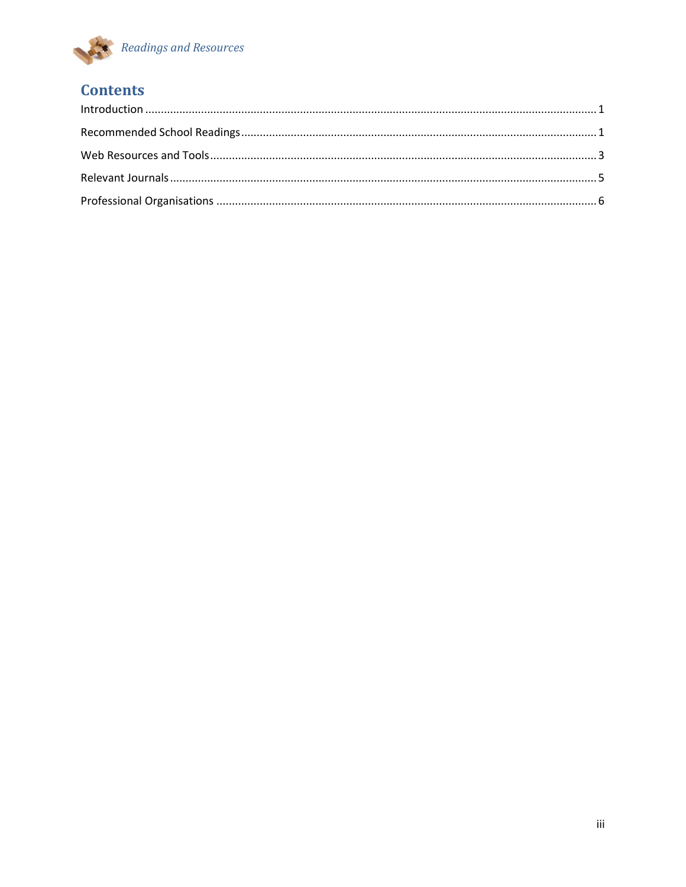## Contents

Introduction ........ 1

Recommended School Readings ........ 1

Web Resources and Tools ........ 3

Relevant Journals ........ 5

Professional Organisations ........ 6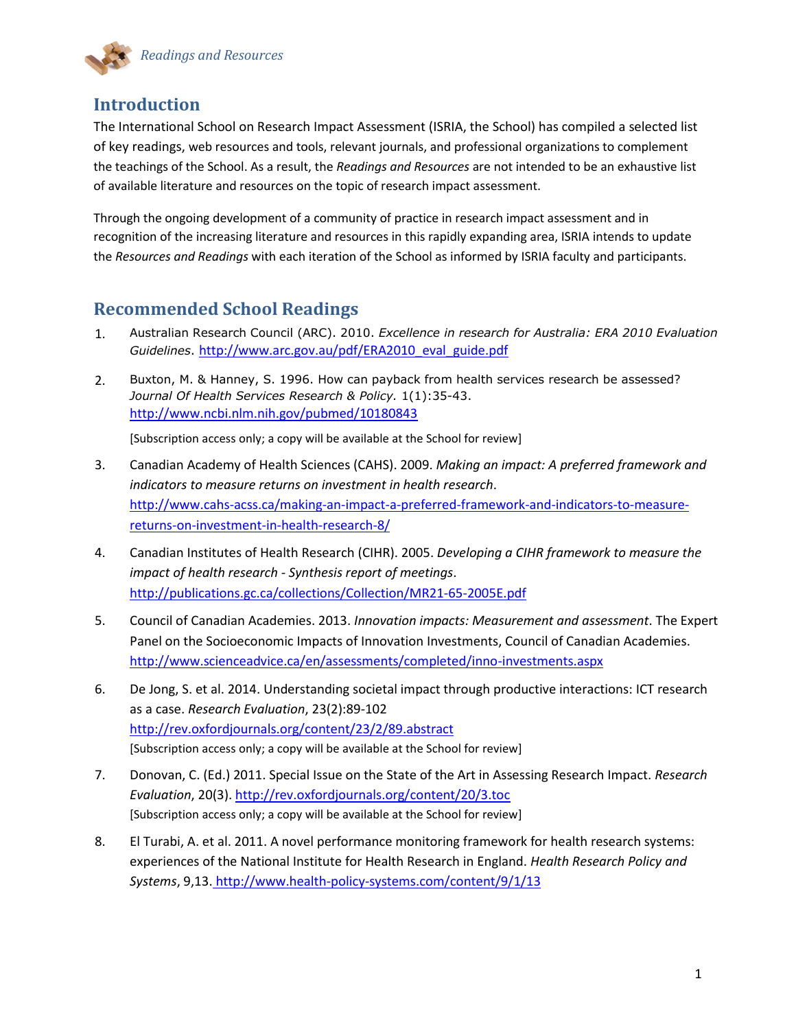## Introduction

The International School on Research Impact Assessment (ISRIA, the School) has compiled a selected list of key readings, web resources and tools, relevant journals, and professional organizations to complement the teachings of the School. As a result, the *Readings and Resources* are not intended to be an exhaustive list of available literature and resources on the topic of research impact assessment.

Through the ongoing development of a community of practice in research impact assessment and in recognition of the increasing literature and resources in this rapidly expanding area, ISRIA intends to update the *Resources and Readings* with each iteration of the School as informed by ISRIA faculty and participants.

## Recommended School Readings

1. Australian Research Council (ARC). 2010. *Excellence in research for Australia: ERA 2010 Evaluation Guidelines*. http://www.arc.gov.au/pdf/ERA2010_eval_guide.pdf

2. Buxton, M. & Hanney, S. 1996. How can payback from health services research be assessed? *Journal Of Health Services Research & Policy.* 1(1):35-43. http://www.ncbi.nlm.nih.gov/pubmed/10180843

   [Subscription access only; a copy will be available at the School for review]

3. Canadian Academy of Health Sciences (CAHS). 2009. *Making an impact: A preferred framework and indicators to measure returns on investment in health research*. http://www.cahs-acss.ca/making-an-impact-a-preferred-framework-and-indicators-to-measure-returns-on-investment-in-health-research-8/

4. Canadian Institutes of Health Research (CIHR). 2005. *Developing a CIHR framework to measure the impact of health research - Synthesis report of meetings*. http://publications.gc.ca/collections/Collection/MR21-65-2005E.pdf

5. Council of Canadian Academies. 2013. *Innovation impacts: Measurement and assessment*. The Expert Panel on the Socioeconomic Impacts of Innovation Investments, Council of Canadian Academies. http://www.scienceadvice.ca/en/assessments/completed/inno-investments.aspx

6. De Jong, S. et al. 2014. Understanding societal impact through productive interactions: ICT research as a case. *Research Evaluation*, 23(2):89-102 http://rev.oxfordjournals.org/content/23/2/89.abstract
   [Subscription access only; a copy will be available at the School for review]

7. Donovan, C. (Ed.) 2011. Special Issue on the State of the Art in Assessing Research Impact. *Research Evaluation*, 20(3). http://rev.oxfordjournals.org/content/20/3.toc
   [Subscription access only; a copy will be available at the School for review]

8. El Turabi, A. et al. 2011. A novel performance monitoring framework for health research systems: experiences of the National Institute for Health Research in England. *Health Research Policy and Systems*, 9,13. http://www.health-policy-systems.com/content/9/1/13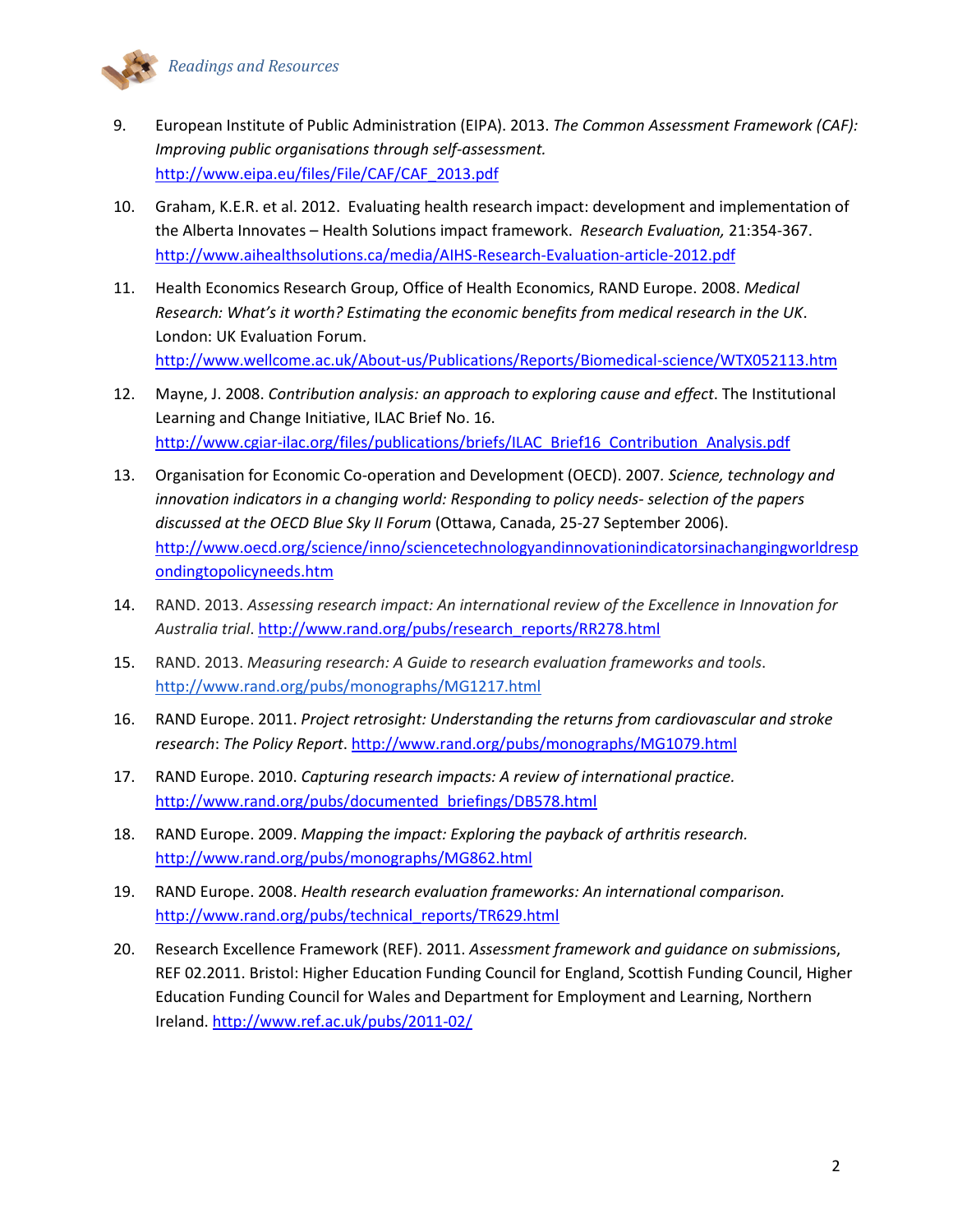9. European Institute of Public Administration (EIPA). 2013. *The Common Assessment Framework (CAF): Improving public organisations through self-assessment.* http://www.eipa.eu/files/File/CAF/CAF_2013.pdf

10. Graham, K.E.R. et al. 2012. Evaluating health research impact: development and implementation of the Alberta Innovates – Health Solutions impact framework. *Research Evaluation,* 21:354-367. http://www.aihealthsolutions.ca/media/AIHS-Research-Evaluation-article-2012.pdf

11. Health Economics Research Group, Office of Health Economics, RAND Europe. 2008. *Medical Research: What's it worth? Estimating the economic benefits from medical research in the UK*. London: UK Evaluation Forum. http://www.wellcome.ac.uk/About-us/Publications/Reports/Biomedical-science/WTX052113.htm

12. Mayne, J. 2008. *Contribution analysis: an approach to exploring cause and effect*. The Institutional Learning and Change Initiative, ILAC Brief No. 16. http://www.cgiar-ilac.org/files/publications/briefs/ILAC_Brief16_Contribution_Analysis.pdf

13. Organisation for Economic Co-operation and Development (OECD). 2007. *Science, technology and innovation indicators in a changing world: Responding to policy needs- selection of the papers discussed at the OECD Blue Sky II Forum* (Ottawa, Canada, 25-27 September 2006). http://www.oecd.org/science/inno/sciencetechnologyandinnovationindicatorsinachangingworldrespondingtopolicyneeds.htm

14. RAND. 2013. *Assessing research impact: An international review of the Excellence in Innovation for Australia trial*. http://www.rand.org/pubs/research_reports/RR278.html

15. RAND. 2013. *Measuring research: A Guide to research evaluation frameworks and tools*. http://www.rand.org/pubs/monographs/MG1217.html

16. RAND Europe. 2011. *Project retrosight: Understanding the returns from cardiovascular and stroke research*: *The Policy Report*. http://www.rand.org/pubs/monographs/MG1079.html

17. RAND Europe. 2010. *Capturing research impacts: A review of international practice.* http://www.rand.org/pubs/documented_briefings/DB578.html

18. RAND Europe. 2009. *Mapping the impact: Exploring the payback of arthritis research.* http://www.rand.org/pubs/monographs/MG862.html

19. RAND Europe. 2008. *Health research evaluation frameworks: An international comparison.* http://www.rand.org/pubs/technical_reports/TR629.html

20. Research Excellence Framework (REF). 2011. *Assessment framework and guidance on submissions*, REF 02.2011. Bristol: Higher Education Funding Council for England, Scottish Funding Council, Higher Education Funding Council for Wales and Department for Employment and Learning, Northern Ireland. http://www.ref.ac.uk/pubs/2011-02/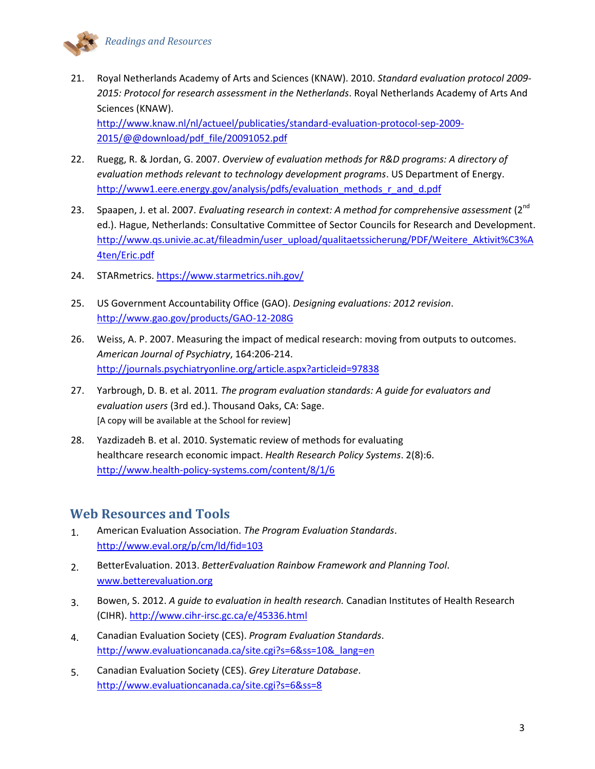21. Royal Netherlands Academy of Arts and Sciences (KNAW). 2010. *Standard evaluation protocol 2009-2015: Protocol for research assessment in the Netherlands*. Royal Netherlands Academy of Arts And Sciences (KNAW). http://www.knaw.nl/nl/actueel/publicaties/standard-evaluation-protocol-sep-2009-2015/@@download/pdf_file/20091052.pdf

22. Ruegg, R. & Jordan, G. 2007. *Overview of evaluation methods for R&D programs: A directory of evaluation methods relevant to technology development programs*. US Department of Energy. http://www1.eere.energy.gov/analysis/pdfs/evaluation_methods_r_and_d.pdf

23. Spaapen, J. et al. 2007. *Evaluating research in context: A method for comprehensive assessment* (2nd ed.). Hague, Netherlands: Consultative Committee of Sector Councils for Research and Development. http://www.qs.univie.ac.at/fileadmin/user_upload/qualitaetssicherung/PDF/Weitere_Aktivit%C3%A4ten/Eric.pdf

24. STARmetrics. https://www.starmetrics.nih.gov/

25. US Government Accountability Office (GAO). *Designing evaluations: 2012 revision*. http://www.gao.gov/products/GAO-12-208G

26. Weiss, A. P. 2007. Measuring the impact of medical research: moving from outputs to outcomes. *American Journal of Psychiatry*, 164:206-214. http://journals.psychiatryonline.org/article.aspx?articleid=97838

27. Yarbrough, D. B. et al. 2011*. The program evaluation standards: A guide for evaluators and evaluation users* (3rd ed.). Thousand Oaks, CA: Sage.
[A copy will be available at the School for review]

28. Yazdizadeh B. et al. 2010. Systematic review of methods for evaluating healthcare research economic impact. *Health Research Policy Systems*. 2(8):6. http://www.health-policy-systems.com/content/8/1/6

## Web Resources and Tools

1. American Evaluation Association. *The Program Evaluation Standards*. http://www.eval.org/p/cm/ld/fid=103

2. BetterEvaluation. 2013. *BetterEvaluation Rainbow Framework and Planning Tool*. www.betterevaluation.org

3. Bowen, S. 2012. *A guide to evaluation in health research.* Canadian Institutes of Health Research (CIHR). http://www.cihr-irsc.gc.ca/e/45336.html

4. Canadian Evaluation Society (CES). *Program Evaluation Standards*. http://www.evaluationcanada.ca/site.cgi?s=6&ss=10&_lang=en

5. Canadian Evaluation Society (CES). *Grey Literature Database*. http://www.evaluationcanada.ca/site.cgi?s=6&ss=8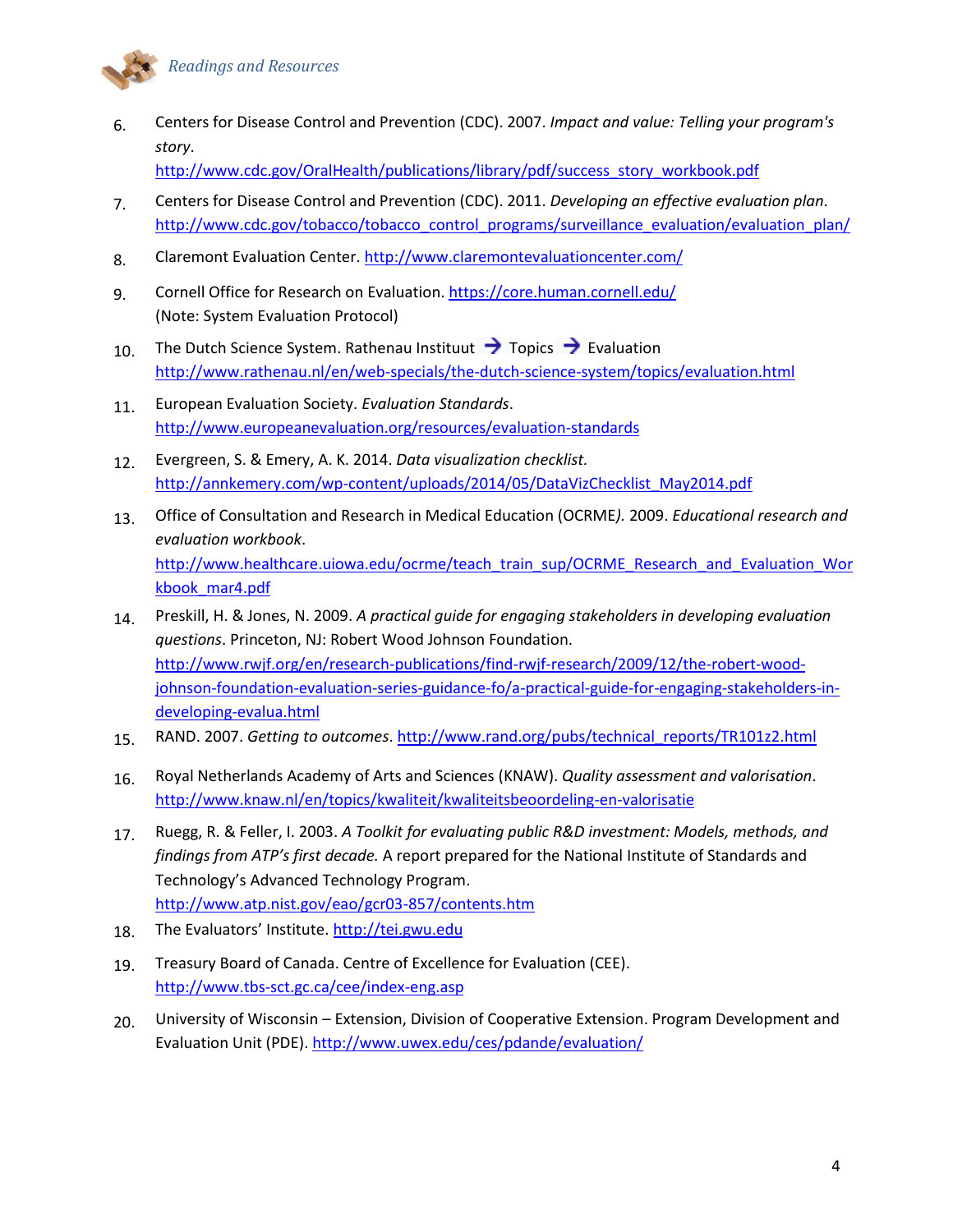6. Centers for Disease Control and Prevention (CDC). 2007. *Impact and value: Telling your program's story*. http://www.cdc.gov/OralHealth/publications/library/pdf/success_story_workbook.pdf

7. Centers for Disease Control and Prevention (CDC). 2011. *Developing an effective evaluation plan*. http://www.cdc.gov/tobacco/tobacco_control_programs/surveillance_evaluation/evaluation_plan/

8. Claremont Evaluation Center. http://www.claremontevaluationcenter.com/

9. Cornell Office for Research on Evaluation. https://core.human.cornell.edu/ (Note: System Evaluation Protocol)

10. The Dutch Science System. Rathenau Instituut → Topics → Evaluation http://www.rathenau.nl/en/web-specials/the-dutch-science-system/topics/evaluation.html

11. European Evaluation Society. *Evaluation Standards*. http://www.europeanevaluation.org/resources/evaluation-standards

12. Evergreen, S. & Emery, A. K. 2014. *Data visualization checklist.* http://annkemery.com/wp-content/uploads/2014/05/DataVizChecklist_May2014.pdf

13. Office of Consultation and Research in Medical Education (OCRME*).* 2009. *Educational research and evaluation workbook*. http://www.healthcare.uiowa.edu/ocrme/teach_train_sup/OCRME_Research_and_Evaluation_Workbook_mar4.pdf

14. Preskill, H. & Jones, N. 2009. *A practical guide for engaging stakeholders in developing evaluation questions*. Princeton, NJ: Robert Wood Johnson Foundation. http://www.rwjf.org/en/research-publications/find-rwjf-research/2009/12/the-robert-wood-johnson-foundation-evaluation-series-guidance-fo/a-practical-guide-for-engaging-stakeholders-in-developing-evalua.html

15. RAND. 2007. *Getting to outcomes*. http://www.rand.org/pubs/technical_reports/TR101z2.html

16. Royal Netherlands Academy of Arts and Sciences (KNAW). *Quality assessment and valorisation*. http://www.knaw.nl/en/topics/kwaliteit/kwaliteitsbeoordeling-en-valorisatie

17. Ruegg, R. & Feller, I. 2003. *A Toolkit for evaluating public R&D investment: Models, methods, and findings from ATP's first decade.* A report prepared for the National Institute of Standards and Technology's Advanced Technology Program. http://www.atp.nist.gov/eao/gcr03-857/contents.htm

18. The Evaluators' Institute. http://tei.gwu.edu

19. Treasury Board of Canada. Centre of Excellence for Evaluation (CEE). http://www.tbs-sct.gc.ca/cee/index-eng.asp

20. University of Wisconsin – Extension, Division of Cooperative Extension. Program Development and Evaluation Unit (PDE). http://www.uwex.edu/ces/pdande/evaluation/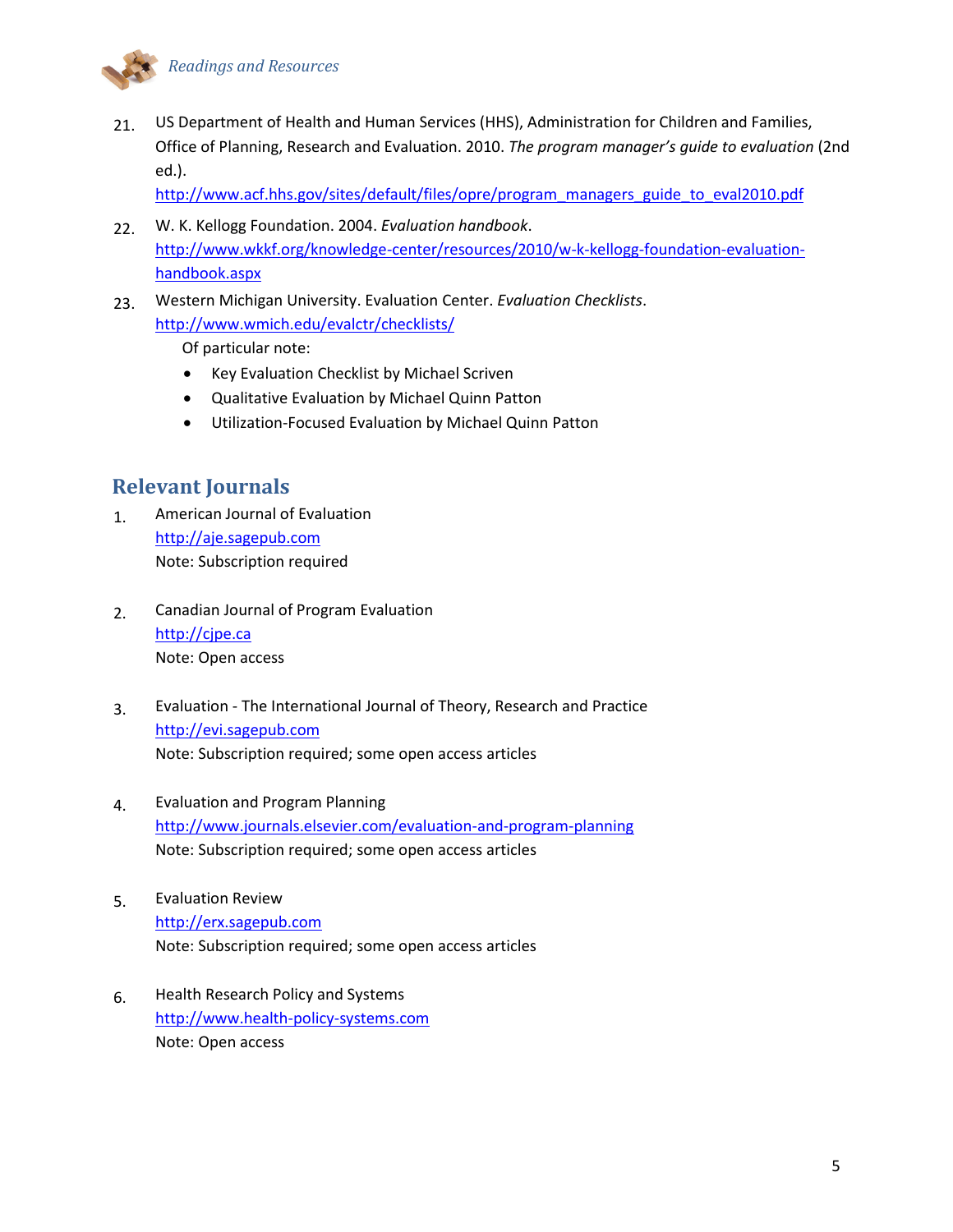21. US Department of Health and Human Services (HHS), Administration for Children and Families, Office of Planning, Research and Evaluation. 2010. *The program manager's guide to evaluation* (2nd ed.). [http://www.acf.hhs.gov/sites/default/files/opre/program_managers_guide_to_eval2010.pdf](http://www.acf.hhs.gov/sites/default/files/opre/program_managers_guide_to_eval2010.pdf)

22. W. K. Kellogg Foundation. 2004. *Evaluation handbook*. [http://www.wkkf.org/knowledge-center/resources/2010/w-k-kellogg-foundation-evaluation-handbook.aspx](http://www.wkkf.org/knowledge-center/resources/2010/w-k-kellogg-foundation-evaluation-handbook.aspx)

23. Western Michigan University. Evaluation Center. *Evaluation Checklists*. [http://www.wmich.edu/evalctr/checklists/](http://www.wmich.edu/evalctr/checklists/)

    Of particular note:

    - Key Evaluation Checklist by Michael Scriven
    - Qualitative Evaluation by Michael Quinn Patton
    - Utilization-Focused Evaluation by Michael Quinn Patton

## Relevant Journals

1. American Journal of Evaluation
   [http://aje.sagepub.com](http://aje.sagepub.com)
   Note: Subscription required

2. Canadian Journal of Program Evaluation
   [http://cjpe.ca](http://cjpe.ca)
   Note: Open access

3. Evaluation - The International Journal of Theory, Research and Practice
   [http://evi.sagepub.com](http://evi.sagepub.com)
   Note: Subscription required; some open access articles

4. Evaluation and Program Planning
   [http://www.journals.elsevier.com/evaluation-and-program-planning](http://www.journals.elsevier.com/evaluation-and-program-planning)
   Note: Subscription required; some open access articles

5. Evaluation Review
   [http://erx.sagepub.com](http://erx.sagepub.com)
   Note: Subscription required; some open access articles

6. Health Research Policy and Systems
   [http://www.health-policy-systems.com](http://www.health-policy-systems.com)
   Note: Open access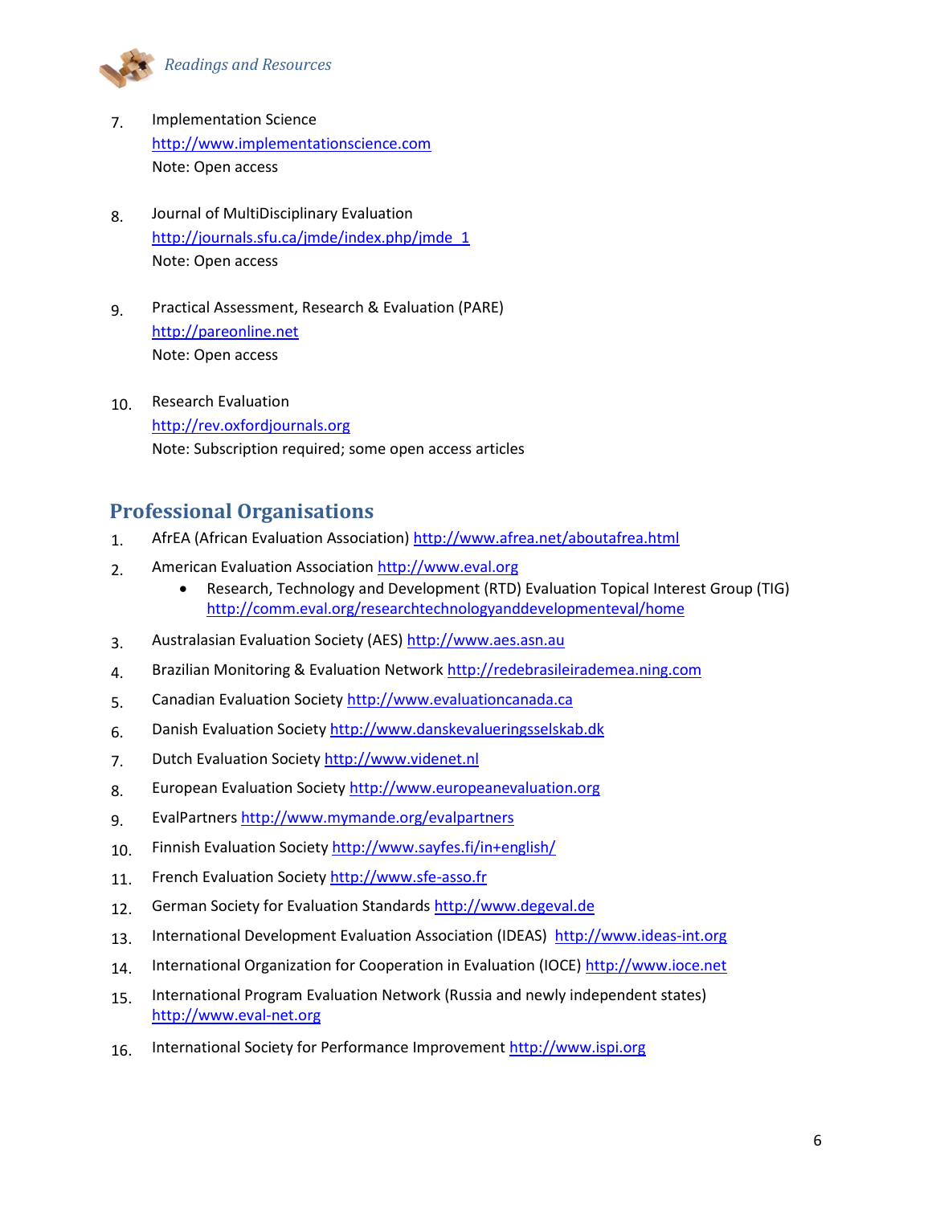7. Implementation Science
   http://www.implementationscience.com
   Note: Open access

8. Journal of MultiDisciplinary Evaluation
   http://journals.sfu.ca/jmde/index.php/jmde_1
   Note: Open access

9. Practical Assessment, Research & Evaluation (PARE)
   http://pareonline.net
   Note: Open access

10. Research Evaluation
    http://rev.oxfordjournals.org
    Note: Subscription required; some open access articles

## Professional Organisations

1. AfrEA (African Evaluation Association) http://www.afrea.net/aboutafrea.html
2. American Evaluation Association http://www.eval.org
   - Research, Technology and Development (RTD) Evaluation Topical Interest Group (TIG) http://comm.eval.org/researchtechnologyanddevelopmenteval/home
3. Australasian Evaluation Society (AES) http://www.aes.asn.au
4. Brazilian Monitoring & Evaluation Network http://redebrasileirademea.ning.com
5. Canadian Evaluation Society http://www.evaluationcanada.ca
6. Danish Evaluation Society http://www.danskevalueringsselskab.dk
7. Dutch Evaluation Society http://www.videnet.nl
8. European Evaluation Society http://www.europeanevaluation.org
9. EvalPartners http://www.mymande.org/evalpartners
10. Finnish Evaluation Society http://www.sayfes.fi/in+english/
11. French Evaluation Society http://www.sfe-asso.fr
12. German Society for Evaluation Standards http://www.degeval.de
13. International Development Evaluation Association (IDEAS) http://www.ideas-int.org
14. International Organization for Cooperation in Evaluation (IOCE) http://www.ioce.net
15. International Program Evaluation Network (Russia and newly independent states) http://www.eval-net.org
16. International Society for Performance Improvement http://www.ispi.org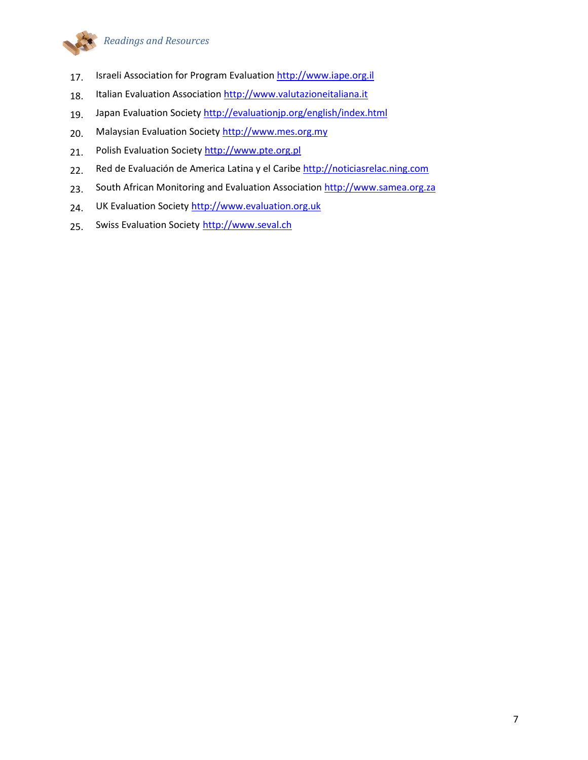17. Israeli Association for Program Evaluation http://www.iape.org.il
18. Italian Evaluation Association http://www.valutazioneitaliana.it
19. Japan Evaluation Society http://evaluationjp.org/english/index.html
20. Malaysian Evaluation Society http://www.mes.org.my
21. Polish Evaluation Society http://www.pte.org.pl
22. Red de Evaluación de America Latina y el Caribe http://noticiasrelac.ning.com
23. South African Monitoring and Evaluation Association http://www.samea.org.za
24. UK Evaluation Society http://www.evaluation.org.uk
25. Swiss Evaluation Society http://www.seval.ch